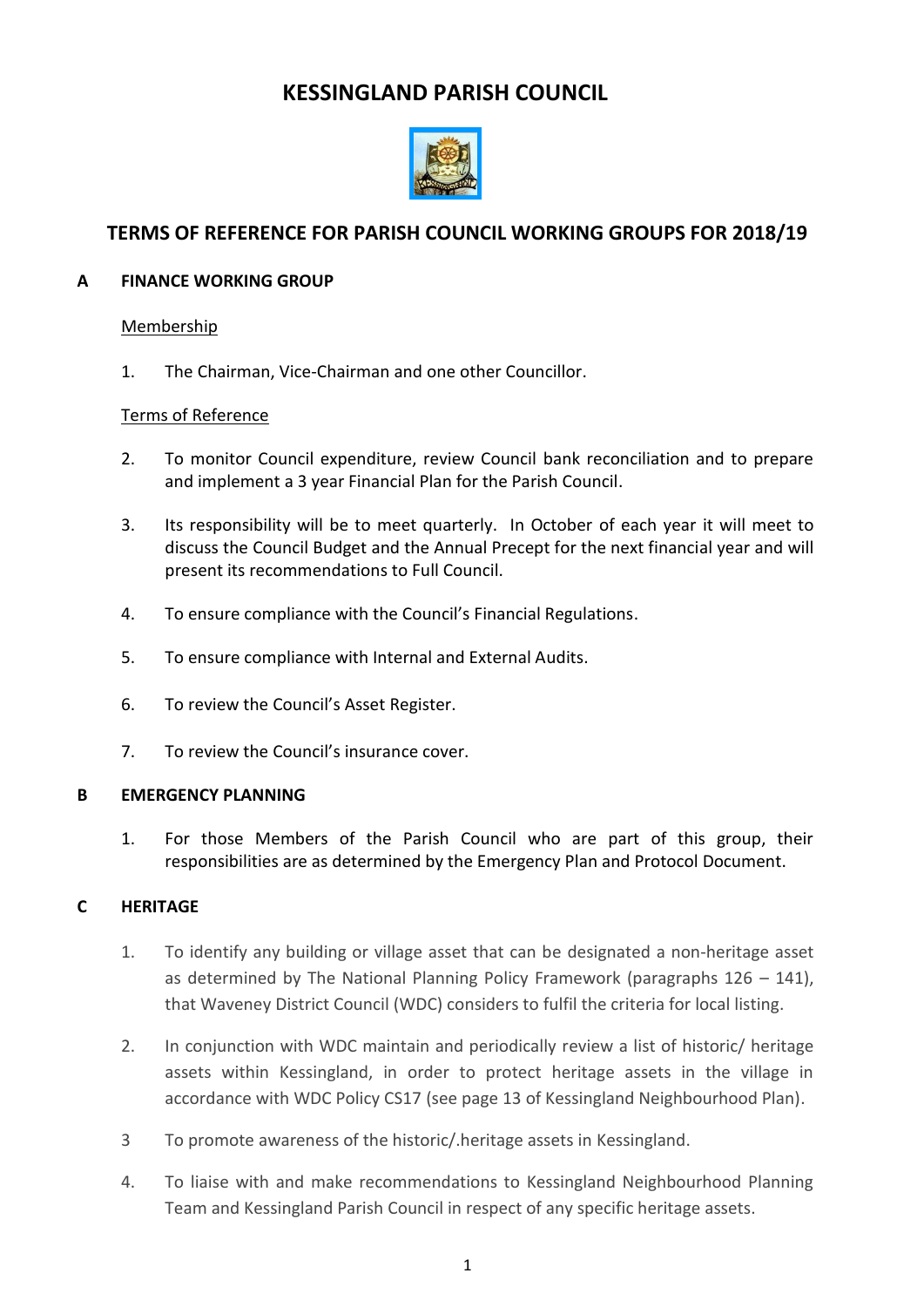# KESSINGLAND PARISH COUNCIL

## TERMS OF REFERENCE FOR PARISH COUNCIL WORKING GROUPS FOR 2018/19

### A FINANCE WORKING GROUP

Membership

1. The Chairman, Vice-Chairman and one other Councillor.

Terms of Reference

2. To monitor Council expenditure, review Council bank reconciliation and to prepare and implement a 3 year Financial Plan for the Parish Council.

3. Its responsibility will be to meet quarterly. In October of each year it will meet to discuss the Council Budget and the Annual Precept for the next financial year and will present its recommendations to Full Council.

4. To ensure compliance with the Council's Financial Regulations.

5. To ensure compliance with Internal and External Audits.

6. To review the Council's Asset Register.

7. To review the Council's insurance cover.

### B EMERGENCY PLANNING

1. For those Members of the Parish Council who are part of this group, their responsibilities are as determined by the Emergency Plan and Protocol Document.

### C HERITAGE

1. To identify any building or village asset that can be designated a non-heritage asset as determined by The National Planning Policy Framework (paragraphs 126 – 141), that Waveney District Council (WDC) considers to fulfil the criteria for local listing.

2. In conjunction with WDC maintain and periodically review a list of historic/ heritage assets within Kessingland, in order to protect heritage assets in the village in accordance with WDC Policy CS17 (see page 13 of Kessingland Neighbourhood Plan).

3. To promote awareness of the historic/.heritage assets in Kessingland.

4. To liaise with and make recommendations to Kessingland Neighbourhood Planning Team and Kessingland Parish Council in respect of any specific heritage assets.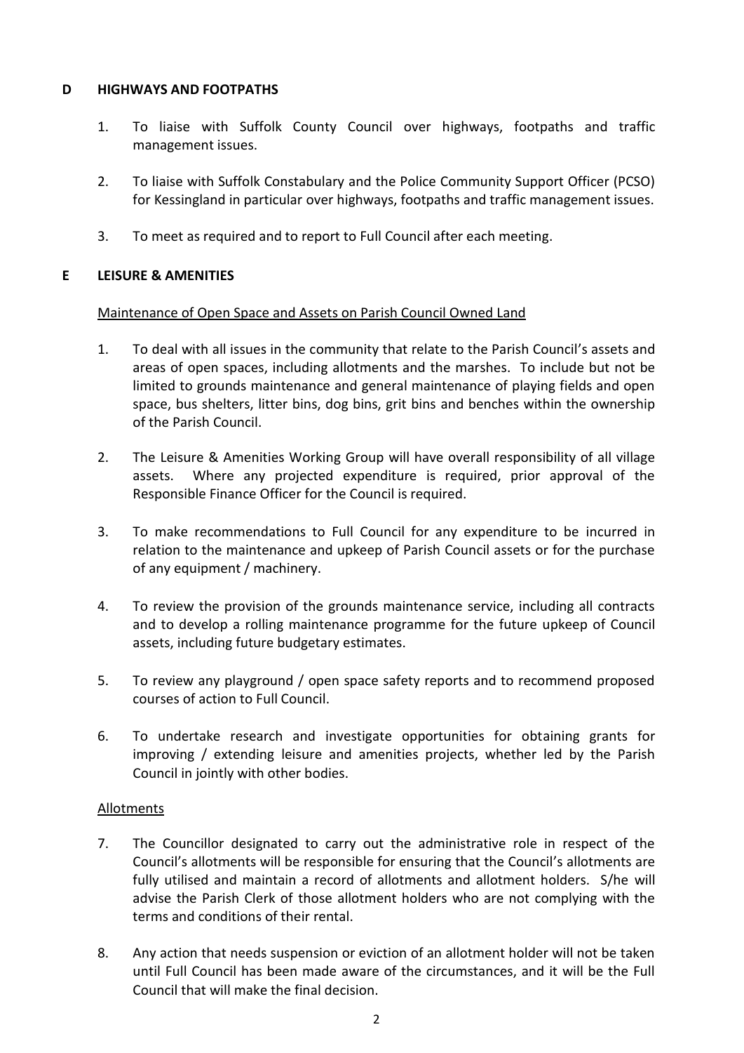## D HIGHWAYS AND FOOTPATHS

1. To liaise with Suffolk County Council over highways, footpaths and traffic management issues.

2. To liaise with Suffolk Constabulary and the Police Community Support Officer (PCSO) for Kessingland in particular over highways, footpaths and traffic management issues.

3. To meet as required and to report to Full Council after each meeting.

## E LEISURE & AMENITIES

Maintenance of Open Space and Assets on Parish Council Owned Land

1. To deal with all issues in the community that relate to the Parish Council's assets and areas of open spaces, including allotments and the marshes. To include but not be limited to grounds maintenance and general maintenance of playing fields and open space, bus shelters, litter bins, dog bins, grit bins and benches within the ownership of the Parish Council.

2. The Leisure & Amenities Working Group will have overall responsibility of all village assets. Where any projected expenditure is required, prior approval of the Responsible Finance Officer for the Council is required.

3. To make recommendations to Full Council for any expenditure to be incurred in relation to the maintenance and upkeep of Parish Council assets or for the purchase of any equipment / machinery.

4. To review the provision of the grounds maintenance service, including all contracts and to develop a rolling maintenance programme for the future upkeep of Council assets, including future budgetary estimates.

5. To review any playground / open space safety reports and to recommend proposed courses of action to Full Council.

6. To undertake research and investigate opportunities for obtaining grants for improving / extending leisure and amenities projects, whether led by the Parish Council in jointly with other bodies.

Allotments

7. The Councillor designated to carry out the administrative role in respect of the Council's allotments will be responsible for ensuring that the Council's allotments are fully utilised and maintain a record of allotments and allotment holders. S/he will advise the Parish Clerk of those allotment holders who are not complying with the terms and conditions of their rental.

8. Any action that needs suspension or eviction of an allotment holder will not be taken until Full Council has been made aware of the circumstances, and it will be the Full Council that will make the final decision.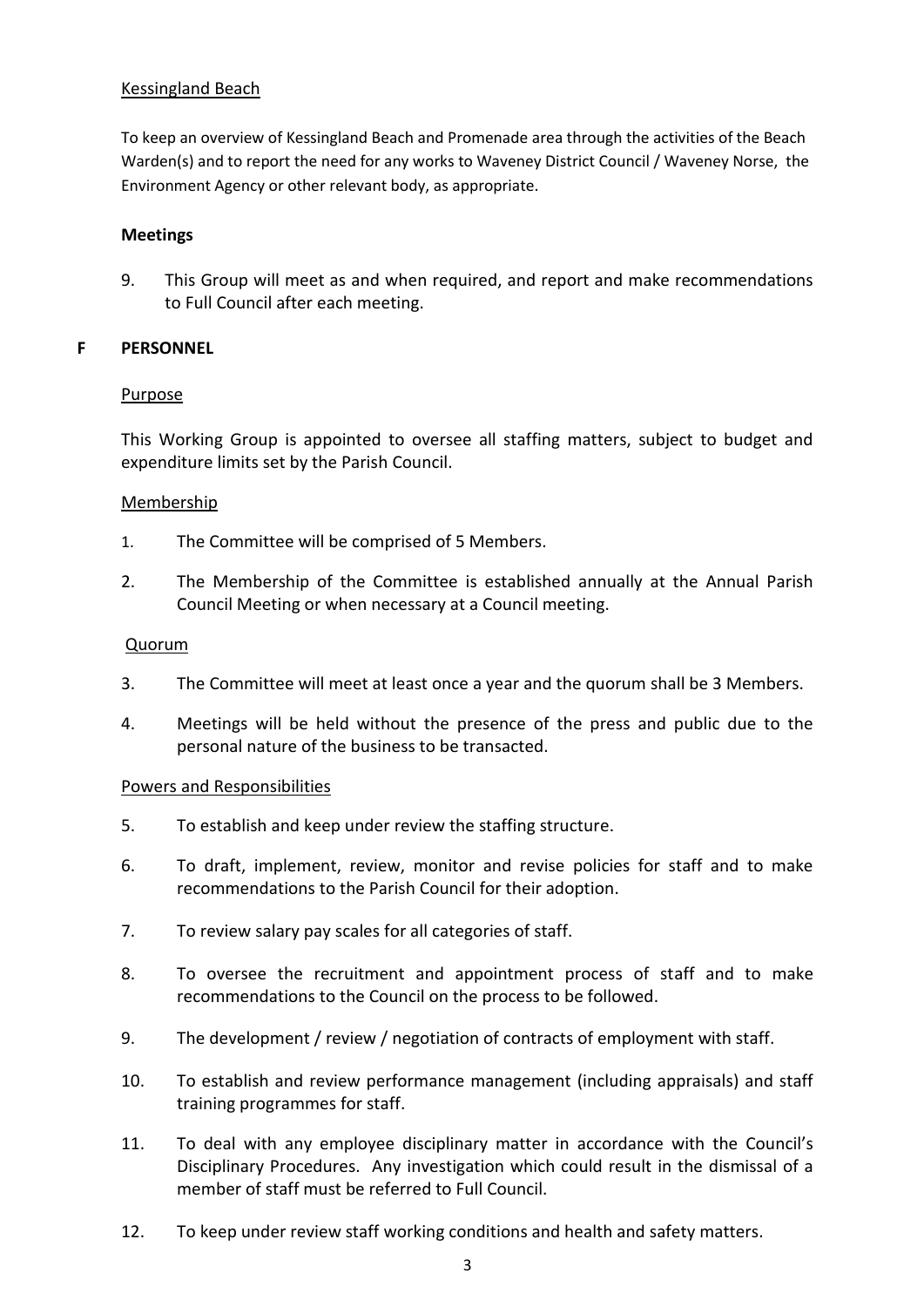Kessingland Beach

To keep an overview of Kessingland Beach and Promenade area through the activities of the Beach Warden(s) and to report the need for any works to Waveney District Council / Waveney Norse, the Environment Agency or other relevant body, as appropriate.

**Meetings**

9. This Group will meet as and when required, and report and make recommendations to Full Council after each meeting.

## F PERSONNEL

Purpose

This Working Group is appointed to oversee all staffing matters, subject to budget and expenditure limits set by the Parish Council.

Membership

1. The Committee will be comprised of 5 Members.
2. The Membership of the Committee is established annually at the Annual Parish Council Meeting or when necessary at a Council meeting.

Quorum

3. The Committee will meet at least once a year and the quorum shall be 3 Members.
4. Meetings will be held without the presence of the press and public due to the personal nature of the business to be transacted.

Powers and Responsibilities

5. To establish and keep under review the staffing structure.
6. To draft, implement, review, monitor and revise policies for staff and to make recommendations to the Parish Council for their adoption.
7. To review salary pay scales for all categories of staff.
8. To oversee the recruitment and appointment process of staff and to make recommendations to the Council on the process to be followed.
9. The development / review / negotiation of contracts of employment with staff.
10. To establish and review performance management (including appraisals) and staff training programmes for staff.
11. To deal with any employee disciplinary matter in accordance with the Council's Disciplinary Procedures. Any investigation which could result in the dismissal of a member of staff must be referred to Full Council.
12. To keep under review staff working conditions and health and safety matters.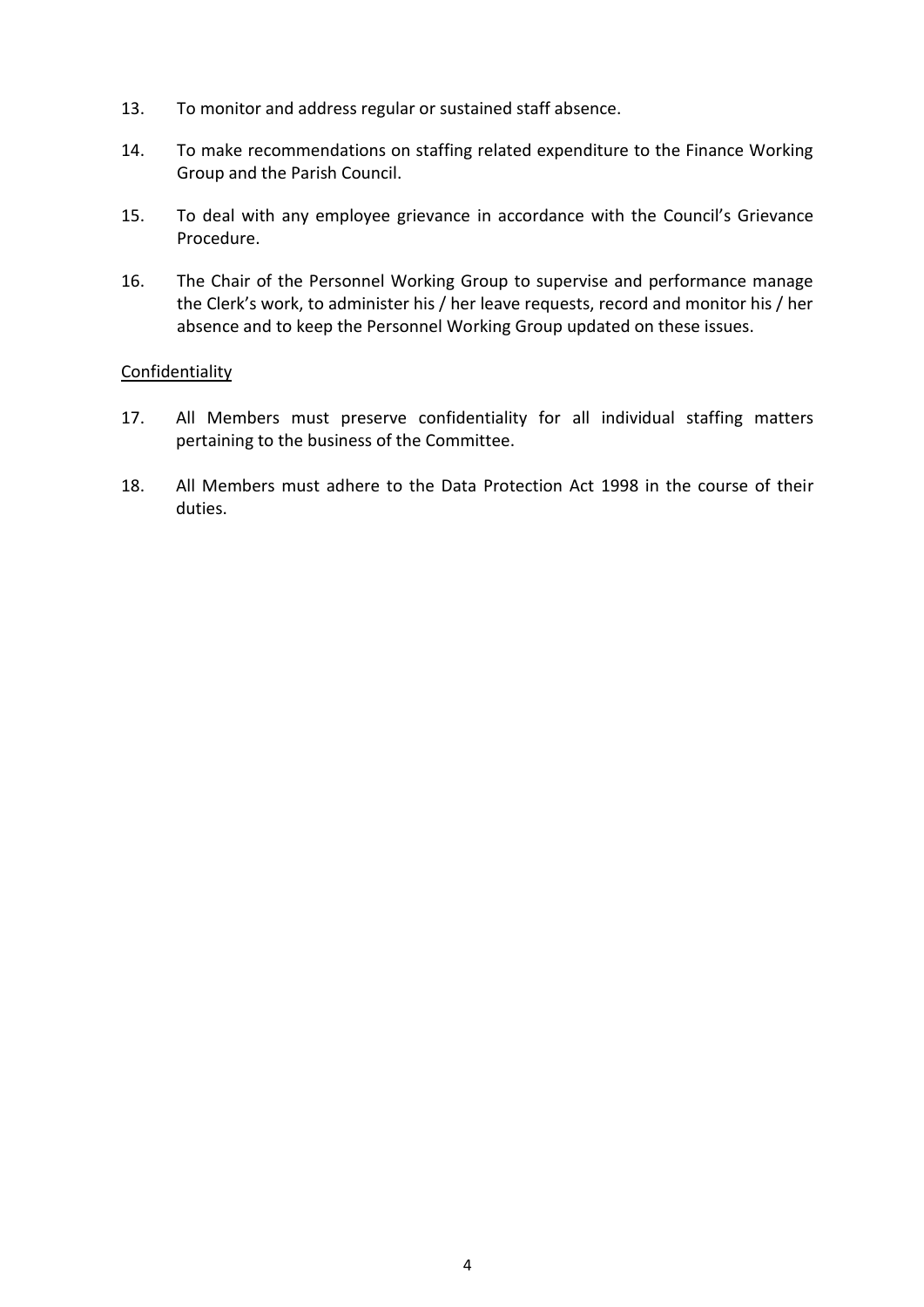13. To monitor and address regular or sustained staff absence.

14. To make recommendations on staffing related expenditure to the Finance Working Group and the Parish Council.

15. To deal with any employee grievance in accordance with the Council's Grievance Procedure.

16. The Chair of the Personnel Working Group to supervise and performance manage the Clerk's work, to administer his / her leave requests, record and monitor his / her absence and to keep the Personnel Working Group updated on these issues.

<u>Confidentiality</u>

17. All Members must preserve confidentiality for all individual staffing matters pertaining to the business of the Committee.

18. All Members must adhere to the Data Protection Act 1998 in the course of their duties.